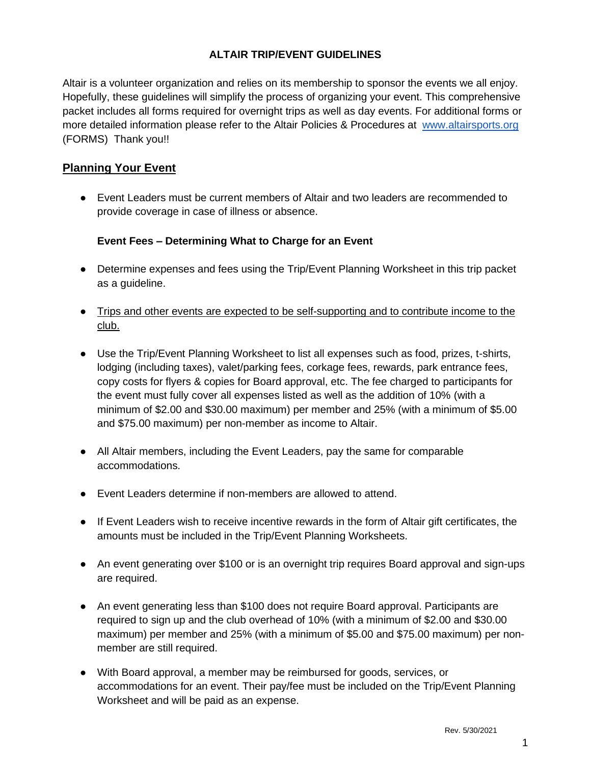# ALTAIR TRIP/EVENT GUIDELINES

Altair is a volunteer organization and relies on its membership to sponsor the events we all enjoy. Hopefully, these guidelines will simplify the process of organizing your event. This comprehensive packet includes all forms required for overnight trips as well as day events. For additional forms or more detailed information please refer to the Altair Policies & Procedures at [www.altairsports.org](http://www.altairsports.org) (FORMS) Thank you!!

## Planning Your Event

- Event Leaders must be current members of Altair and two leaders are recommended to provide coverage in case of illness or absence.

**Event Fees – Determining What to Charge for an Event**

- Determine expenses and fees using the Trip/Event Planning Worksheet in this trip packet as a guideline.
- <u>Trips and other events are expected to be self-supporting and to contribute income to the club.</u>
- Use the Trip/Event Planning Worksheet to list all expenses such as food, prizes, t-shirts, lodging (including taxes), valet/parking fees, corkage fees, rewards, park entrance fees, copy costs for flyers & copies for Board approval, etc. The fee charged to participants for the event must fully cover all expenses listed as well as the addition of 10% (with a minimum of $2.00 and $30.00 maximum) per member and 25% (with a minimum of $5.00 and $75.00 maximum) per non-member as income to Altair.
- All Altair members, including the Event Leaders, pay the same for comparable accommodations.
- Event Leaders determine if non-members are allowed to attend.
- If Event Leaders wish to receive incentive rewards in the form of Altair gift certificates, the amounts must be included in the Trip/Event Planning Worksheets.
- An event generating over $100 or is an overnight trip requires Board approval and sign-ups are required.
- An event generating less than $100 does not require Board approval. Participants are required to sign up and the club overhead of 10% (with a minimum of $2.00 and $30.00 maximum) per member and 25% (with a minimum of $5.00 and $75.00 maximum) per non-member are still required.
- With Board approval, a member may be reimbursed for goods, services, or accommodations for an event. Their pay/fee must be included on the Trip/Event Planning Worksheet and will be paid as an expense.

Rev. 5/30/2021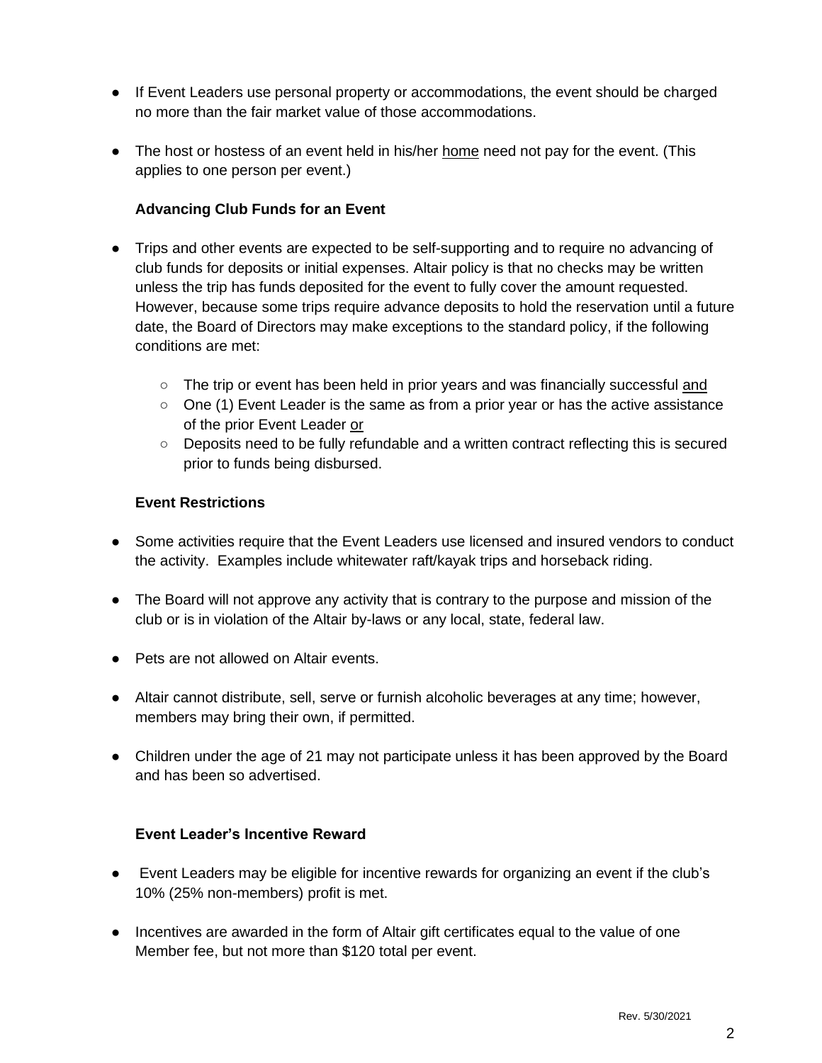- If Event Leaders use personal property or accommodations, the event should be charged no more than the fair market value of those accommodations.

- The host or hostess of an event held in his/her <u>home</u> need not pay for the event. (This applies to one person per event.)

### Advancing Club Funds for an Event

- Trips and other events are expected to be self-supporting and to require no advancing of club funds for deposits or initial expenses. Altair policy is that no checks may be written unless the trip has funds deposited for the event to fully cover the amount requested. However, because some trips require advance deposits to hold the reservation until a future date, the Board of Directors may make exceptions to the standard policy, if the following conditions are met:
  - The trip or event has been held in prior years and was financially successful <u>and</u>
  - One (1) Event Leader is the same as from a prior year or has the active assistance of the prior Event Leader <u>or</u>
  - Deposits need to be fully refundable and a written contract reflecting this is secured prior to funds being disbursed.

### Event Restrictions

- Some activities require that the Event Leaders use licensed and insured vendors to conduct the activity. Examples include whitewater raft/kayak trips and horseback riding.

- The Board will not approve any activity that is contrary to the purpose and mission of the club or is in violation of the Altair by-laws or any local, state, federal law.

- Pets are not allowed on Altair events.

- Altair cannot distribute, sell, serve or furnish alcoholic beverages at any time; however, members may bring their own, if permitted.

- Children under the age of 21 may not participate unless it has been approved by the Board and has been so advertised.

### Event Leader's Incentive Reward

- Event Leaders may be eligible for incentive rewards for organizing an event if the club's 10% (25% non-members) profit is met.

- Incentives are awarded in the form of Altair gift certificates equal to the value of one Member fee, but not more than $120 total per event.

Rev. 5/30/2021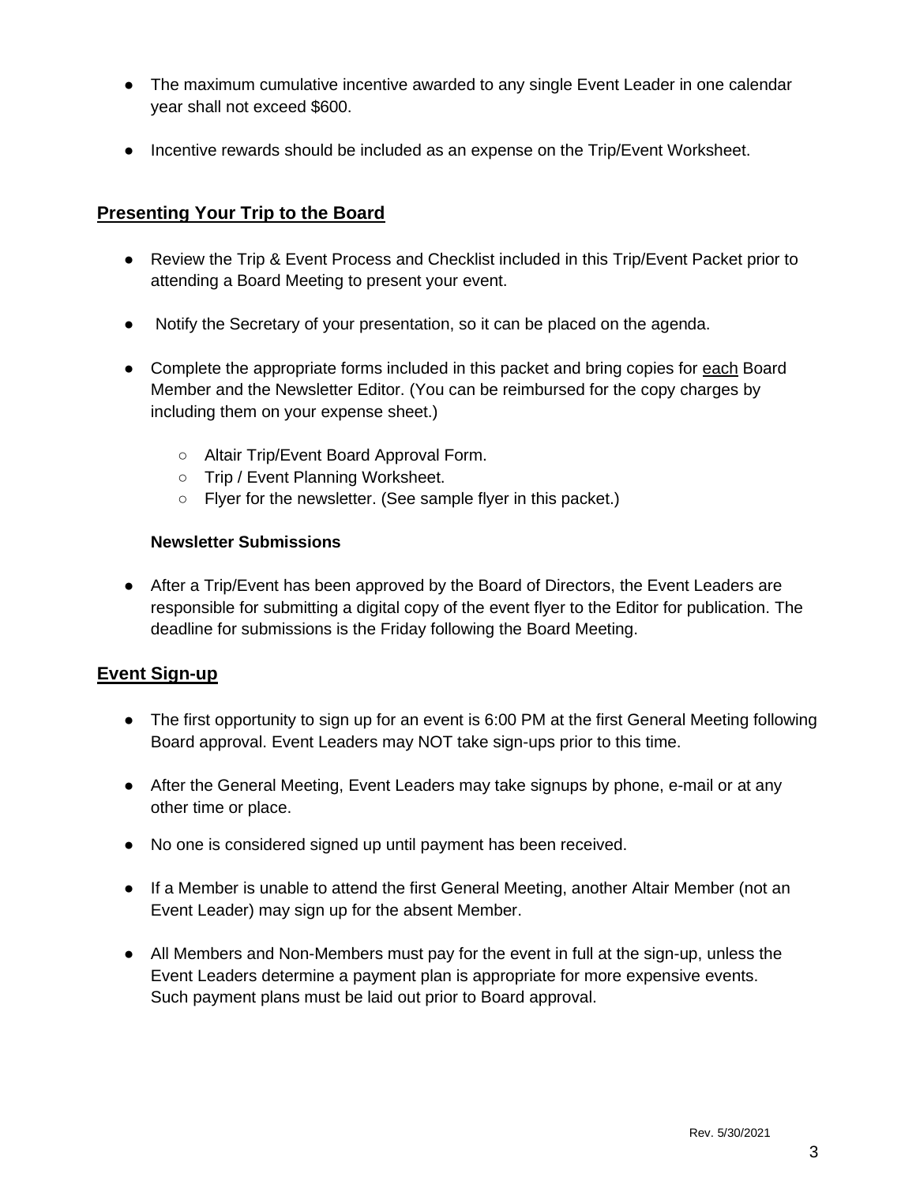- The maximum cumulative incentive awarded to any single Event Leader in one calendar year shall not exceed $600.

- Incentive rewards should be included as an expense on the Trip/Event Worksheet.

## Presenting Your Trip to the Board

- Review the Trip & Event Process and Checklist included in this Trip/Event Packet prior to attending a Board Meeting to present your event.

- Notify the Secretary of your presentation, so it can be placed on the agenda.

- Complete the appropriate forms included in this packet and bring copies for each Board Member and the Newsletter Editor. (You can be reimbursed for the copy charges by including them on your expense sheet.)

    - Altair Trip/Event Board Approval Form.
    - Trip / Event Planning Worksheet.
    - Flyer for the newsletter. (See sample flyer in this packet.)

### Newsletter Submissions

- After a Trip/Event has been approved by the Board of Directors, the Event Leaders are responsible for submitting a digital copy of the event flyer to the Editor for publication. The deadline for submissions is the Friday following the Board Meeting.

## Event Sign-up

- The first opportunity to sign up for an event is 6:00 PM at the first General Meeting following Board approval. Event Leaders may NOT take sign-ups prior to this time.

- After the General Meeting, Event Leaders may take signups by phone, e-mail or at any other time or place.

- No one is considered signed up until payment has been received.

- If a Member is unable to attend the first General Meeting, another Altair Member (not an Event Leader) may sign up for the absent Member.

- All Members and Non-Members must pay for the event in full at the sign-up, unless the Event Leaders determine a payment plan is appropriate for more expensive events. Such payment plans must be laid out prior to Board approval.

Rev. 5/30/2021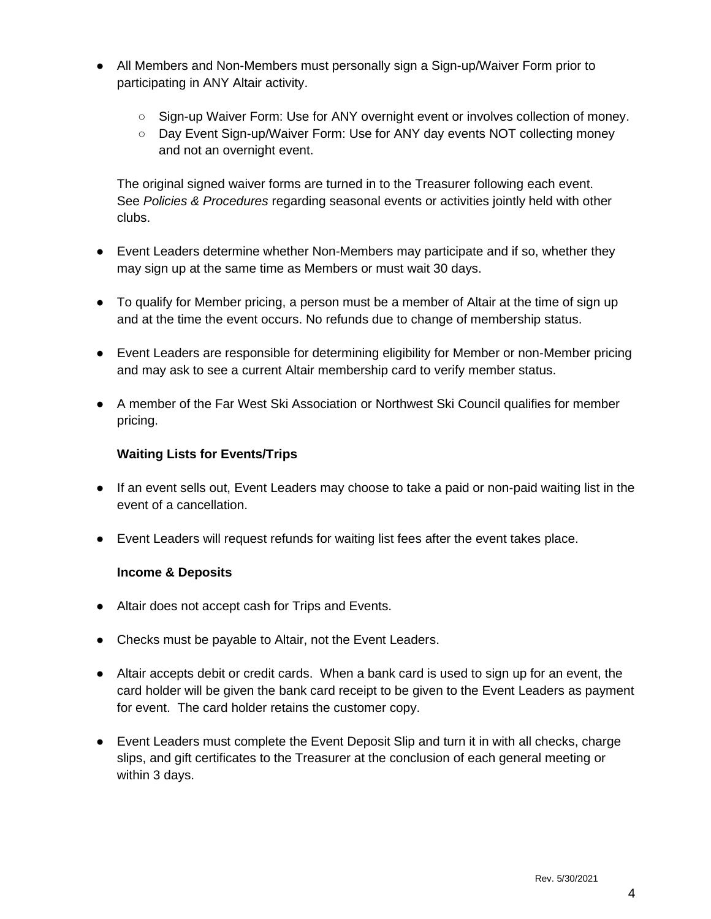- All Members and Non-Members must personally sign a Sign-up/Waiver Form prior to participating in ANY Altair activity.
  - Sign-up Waiver Form: Use for ANY overnight event or involves collection of money.
  - Day Event Sign-up/Waiver Form: Use for ANY day events NOT collecting money and not an overnight event.

  The original signed waiver forms are turned in to the Treasurer following each event. See *Policies & Procedures* regarding seasonal events or activities jointly held with other clubs.

- Event Leaders determine whether Non-Members may participate and if so, whether they may sign up at the same time as Members or must wait 30 days.

- To qualify for Member pricing, a person must be a member of Altair at the time of sign up and at the time the event occurs. No refunds due to change of membership status.

- Event Leaders are responsible for determining eligibility for Member or non-Member pricing and may ask to see a current Altair membership card to verify member status.

- A member of the Far West Ski Association or Northwest Ski Council qualifies for member pricing.

**Waiting Lists for Events/Trips**

- If an event sells out, Event Leaders may choose to take a paid or non-paid waiting list in the event of a cancellation.

- Event Leaders will request refunds for waiting list fees after the event takes place.

**Income & Deposits**

- Altair does not accept cash for Trips and Events.

- Checks must be payable to Altair, not the Event Leaders.

- Altair accepts debit or credit cards. When a bank card is used to sign up for an event, the card holder will be given the bank card receipt to be given to the Event Leaders as payment for event. The card holder retains the customer copy.

- Event Leaders must complete the Event Deposit Slip and turn it in with all checks, charge slips, and gift certificates to the Treasurer at the conclusion of each general meeting or within 3 days.

Rev. 5/30/2021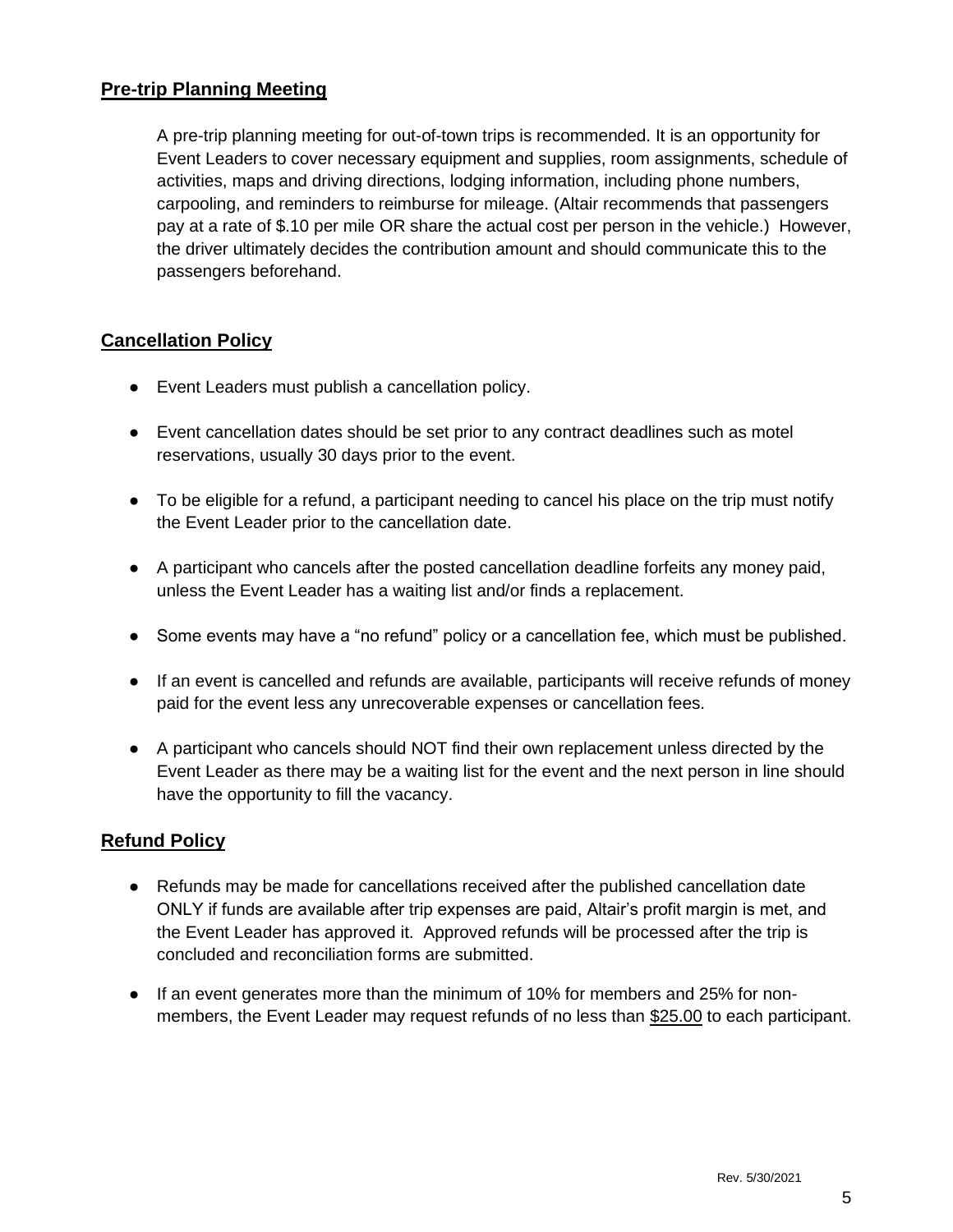## Pre-trip Planning Meeting

A pre-trip planning meeting for out-of-town trips is recommended. It is an opportunity for Event Leaders to cover necessary equipment and supplies, room assignments, schedule of activities, maps and driving directions, lodging information, including phone numbers, carpooling, and reminders to reimburse for mileage. (Altair recommends that passengers pay at a rate of $.10 per mile OR share the actual cost per person in the vehicle.) However, the driver ultimately decides the contribution amount and should communicate this to the passengers beforehand.

## Cancellation Policy

- Event Leaders must publish a cancellation policy.
- Event cancellation dates should be set prior to any contract deadlines such as motel reservations, usually 30 days prior to the event.
- To be eligible for a refund, a participant needing to cancel his place on the trip must notify the Event Leader prior to the cancellation date.
- A participant who cancels after the posted cancellation deadline forfeits any money paid, unless the Event Leader has a waiting list and/or finds a replacement.
- Some events may have a "no refund" policy or a cancellation fee, which must be published.
- If an event is cancelled and refunds are available, participants will receive refunds of money paid for the event less any unrecoverable expenses or cancellation fees.
- A participant who cancels should NOT find their own replacement unless directed by the Event Leader as there may be a waiting list for the event and the next person in line should have the opportunity to fill the vacancy.

## Refund Policy

- Refunds may be made for cancellations received after the published cancellation date ONLY if funds are available after trip expenses are paid, Altair's profit margin is met, and the Event Leader has approved it. Approved refunds will be processed after the trip is concluded and reconciliation forms are submitted.
- If an event generates more than the minimum of 10% for members and 25% for non-members, the Event Leader may request refunds of no less than $25.00 to each participant.

Rev. 5/30/2021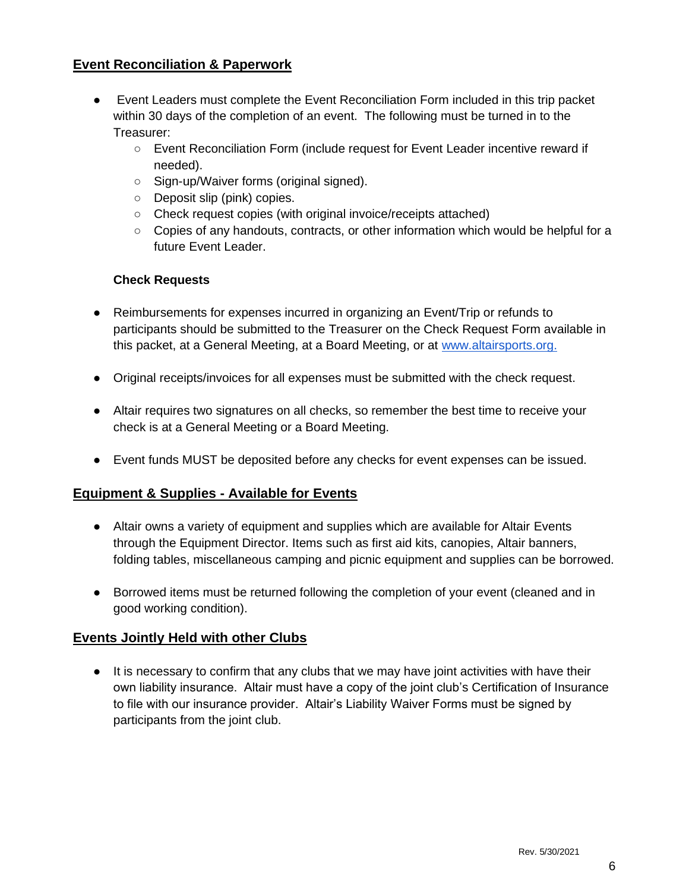## Event Reconciliation & Paperwork

- Event Leaders must complete the Event Reconciliation Form included in this trip packet within 30 days of the completion of an event. The following must be turned in to the Treasurer:
  - Event Reconciliation Form (include request for Event Leader incentive reward if needed).
  - Sign-up/Waiver forms (original signed).
  - Deposit slip (pink) copies.
  - Check request copies (with original invoice/receipts attached)
  - Copies of any handouts, contracts, or other information which would be helpful for a future Event Leader.

### Check Requests

- Reimbursements for expenses incurred in organizing an Event/Trip or refunds to participants should be submitted to the Treasurer on the Check Request Form available in this packet, at a General Meeting, at a Board Meeting, or at [www.altairsports.org.](http://www.altairsports.org)

- Original receipts/invoices for all expenses must be submitted with the check request.

- Altair requires two signatures on all checks, so remember the best time to receive your check is at a General Meeting or a Board Meeting.

- Event funds MUST be deposited before any checks for event expenses can be issued.

## Equipment & Supplies - Available for Events

- Altair owns a variety of equipment and supplies which are available for Altair Events through the Equipment Director. Items such as first aid kits, canopies, Altair banners, folding tables, miscellaneous camping and picnic equipment and supplies can be borrowed.

- Borrowed items must be returned following the completion of your event (cleaned and in good working condition).

## Events Jointly Held with other Clubs

- It is necessary to confirm that any clubs that we may have joint activities with have their own liability insurance. Altair must have a copy of the joint club's Certification of Insurance to file with our insurance provider. Altair's Liability Waiver Forms must be signed by participants from the joint club.

Rev. 5/30/2021